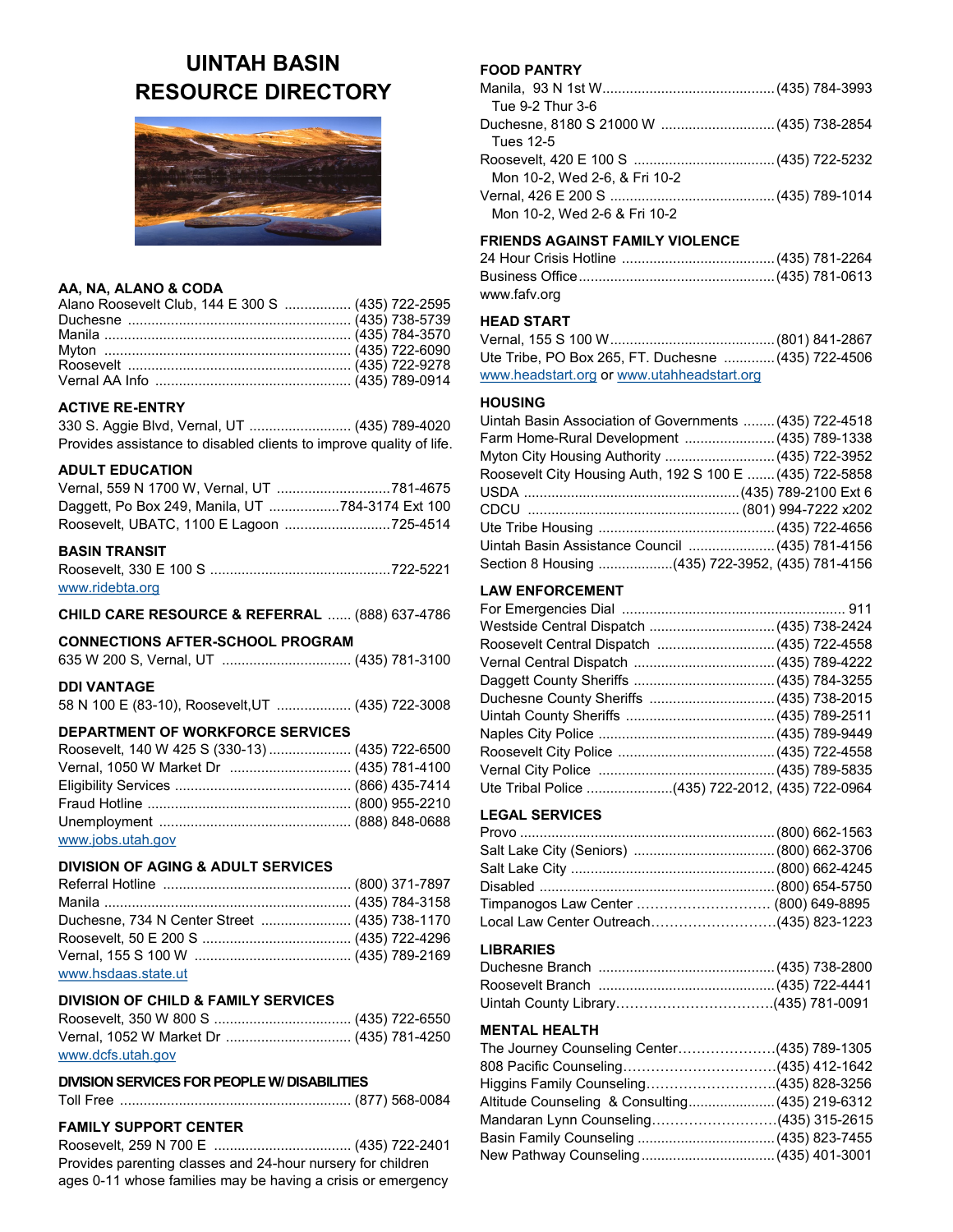# UINTAH BASIN RESOURCE DIRECTORY

### AA, NA, ALANO & CODA

Alano Roosevelt Club, 144 E 300 S ................. (435) 722-2595
Duchesne ......................................................... (435) 738-5739
Manila ............................................................... (435) 784-3570
Myton ............................................................... (435) 722-6090
Roosevelt ......................................................... (435) 722-9278
Vernal AA Info ................................................. (435) 789-0914

### ACTIVE RE-ENTRY

330 S. Aggie Blvd, Vernal, UT .......................... (435) 789-4020
Provides assistance to disabled clients to improve quality of life.

### ADULT EDUCATION

Vernal, 559 N 1700 W, Vernal, UT .............................781-4675
Daggett, Po Box 249, Manila, UT ..................784-3174 Ext 100
Roosevelt, UBATC, 1100 E Lagoon ...........................725-4514

### BASIN TRANSIT

Roosevelt, 330 E 100 S ..............................................722-5221
www.ridebta.org

### CHILD CARE RESOURCE & REFERRAL ...... (888) 637-4786

### CONNECTIONS AFTER-SCHOOL PROGRAM

635 W 200 S, Vernal, UT ................................. (435) 781-3100

### DDI VANTAGE

58 N 100 E (83-10), Roosevelt,UT ................... (435) 722-3008

### DEPARTMENT OF WORKFORCE SERVICES

Roosevelt, 140 W 425 S (330-13) ..................... (435) 722-6500
Vernal, 1050 W Market Dr ............................... (435) 781-4100
Eligibility Services ............................................. (866) 435-7414
Fraud Hotline .................................................... (800) 955-2210
Unemployment ................................................. (888) 848-0688
www.jobs.utah.gov

### DIVISION OF AGING & ADULT SERVICES

Referral Hotline ................................................ (800) 371-7897
Manila ............................................................... (435) 784-3158
Duchesne, 734 N Center Street ....................... (435) 738-1170
Roosevelt, 50 E 200 S ...................................... (435) 722-4296
Vernal, 155 S 100 W ........................................ (435) 789-2169
www.hsdaas.state.ut

### DIVISION OF CHILD & FAMILY SERVICES

Roosevelt, 350 W 800 S ................................... (435) 722-6550
Vernal, 1052 W Market Dr ................................ (435) 781-4250
www.dcfs.utah.gov

### DIVISION SERVICES FOR PEOPLE W/ DISABILITIES

Toll Free ........................................................... (877) 568-0084

### FAMILY SUPPORT CENTER

Roosevelt, 259 N 700 E ................................... (435) 722-2401
Provides parenting classes and 24-hour nursery for children ages 0-11 whose families may be having a crisis or emergency

### FOOD PANTRY

Manila, 93 N 1st W............................................ (435) 784-3993
Tue 9-2 Thur 3-6
Duchesne, 8180 S 21000 W ............................. (435) 738-2854
Tues 12-5
Roosevelt, 420 E 100 S .................................... (435) 722-5232
Mon 10-2, Wed 2-6, & Fri 10-2
Vernal, 426 E 200 S .......................................... (435) 789-1014
Mon 10-2, Wed 2-6 & Fri 10-2

### FRIENDS AGAINST FAMILY VIOLENCE

24 Hour Crisis Hotline ....................................... (435) 781-2264
Business Office ................................................. (435) 781-0613
www.fafv.org

### HEAD START

Vernal, 155 S 100 W.......................................... (801) 841-2867
Ute Tribe, PO Box 265, FT. Duchesne ............. (435) 722-4506
www.headstart.org or www.utahheadstart.org

### HOUSING

Uintah Basin Association of Governments ........ (435) 722-4518
Farm Home-Rural Development ....................... (435) 789-1338
Myton City Housing Authority ............................ (435) 722-3952
Roosevelt City Housing Auth, 192 S 100 E ....... (435) 722-5858
USDA ......................................................(435) 789-2100 Ext 6
CDCU ...................................................... (801) 994-7222 x202
Ute Tribe Housing ............................................ (435) 722-4656
Uintah Basin Assistance Council ...................... (435) 781-4156
Section 8 Housing ...................(435) 722-3952, (435) 781-4156

### LAW ENFORCEMENT

For Emergencies Dial ......................................................... 911
Westside Central Dispatch ................................ (435) 738-2424
Roosevelt Central Dispatch .............................. (435) 722-4558
Vernal Central Dispatch .................................... (435) 789-4222
Daggett County Sheriffs .................................... (435) 784-3255
Duchesne County Sheriffs ................................ (435) 738-2015
Uintah County Sheriffs ...................................... (435) 789-2511
Naples City Police ............................................. (435) 789-9449
Roosevelt City Police ........................................ (435) 722-4558
Vernal City Police ............................................. (435) 789-5835
Ute Tribal Police ......................(435) 722-2012, (435) 722-0964

### LEGAL SERVICES

Provo ................................................................. (800) 662-1563
Salt Lake City (Seniors) .................................... (800) 662-3706
Salt Lake City .................................................... (800) 662-4245
Disabled ............................................................ (800) 654-5750
Timpanogos Law Center ………………………. (800) 649-8895
Local Law Center Outreach……………………..(435) 823-1223

### LIBRARIES

Duchesne Branch ............................................. (435) 738-2800
Roosevelt Branch ............................................. (435) 722-4441
Uintah County Library……………………………(435) 781-0091

### MENTAL HEALTH

The Journey Counseling Center…………………(435) 789-1305
808 Pacific Counseling……………………………(435) 412-1642
Higgins Family Counseling……………………….(435) 828-3256
Altitude Counseling & Consulting......................(435) 219-6312
Mandaran Lynn Counseling………………………(435) 315-2615
Basin Family Counseling ................................... (435) 823-7455
New Pathway Counseling .................................. (435) 401-3001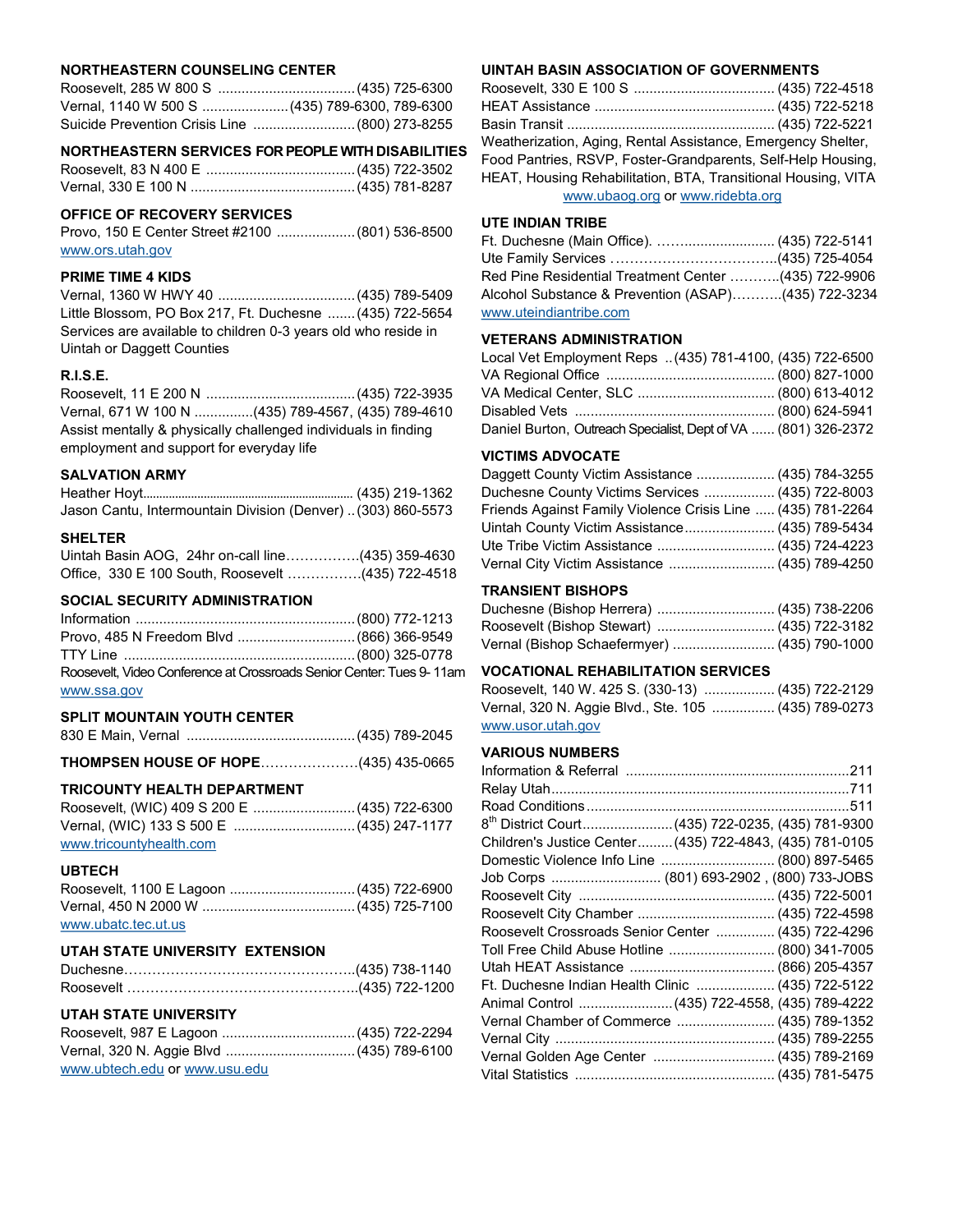## NORTHEASTERN COUNSELING CENTER

Roosevelt, 285 W 800 S .................................... (435) 725-6300
Vernal, 1140 W 500 S ...................... (435) 789-6300, 789-6300
Suicide Prevention Crisis Line .......................... (800) 273-8255

## NORTHEASTERN SERVICES FOR PEOPLE WITH DISABILITIES

Roosevelt, 83 N 400 E ...................................... (435) 722-3502
Vernal, 330 E 100 N .......................................... (435) 781-8287

## OFFICE OF RECOVERY SERVICES

Provo, 150 E Center Street #2100 .................... (801) 536-8500
www.ors.utah.gov

## PRIME TIME 4 KIDS

Vernal, 1360 W HWY 40 ................................... (435) 789-5409
Little Blossom, PO Box 217, Ft. Duchesne ....... (435) 722-5654
Services are available to children 0-3 years old who reside in Uintah or Daggett Counties

## R.I.S.E.

Roosevelt, 11 E 200 N ...................................... (435) 722-3935
Vernal, 671 W 100 N ............... (435) 789-4567, (435) 789-4610
Assist mentally & physically challenged individuals in finding employment and support for everyday life

## SALVATION ARMY

Heather Hoyt.................................................. (435) 219-1362
Jason Cantu, Intermountain Division (Denver) .. (303) 860-5573

## SHELTER

Uintah Basin AOG, 24hr on-call line................ (435) 359-4630
Office, 330 E 100 South, Roosevelt ................ (435) 722-4518

## SOCIAL SECURITY ADMINISTRATION

Information ....................................................... (800) 772-1213
Provo, 485 N Freedom Blvd .............................. (866) 366-9549
TTY Line ........................................................... (800) 325-0778
Roosevelt, Video Conference at Crossroads Senior Center: Tues 9- 11am
www.ssa.gov

## SPLIT MOUNTAIN YOUTH CENTER

830 E Main, Vernal ........................................... (435) 789-2045

## THOMPSEN HOUSE OF HOPE...................... (435) 435-0665

## TRICOUNTY HEALTH DEPARTMENT

Roosevelt, (WIC) 409 S 200 E .......................... (435) 722-6300
Vernal, (WIC) 133 S 500 E ............................... (435) 247-1177
www.tricountyhealth.com

## UBTECH

Roosevelt, 1100 E Lagoon ................................ (435) 722-6900
Vernal, 450 N 2000 W ....................................... (435) 725-7100
www.ubatc.tec.ut.us

## UTAH STATE UNIVERSITY EXTENSION

Duchesne.......................................................... (435) 738-1140
Roosevelt .......................................................... (435) 722-1200

## UTAH STATE UNIVERSITY

Roosevelt, 987 E Lagoon ................................. (435) 722-2294
Vernal, 320 N. Aggie Blvd ................................. (435) 789-6100
www.ubtech.edu or www.usu.edu

## UINTAH BASIN ASSOCIATION OF GOVERNMENTS

Roosevelt, 330 E 100 S .................................... (435) 722-4518
HEAT Assistance .............................................. (435) 722-5218
Basin Transit ..................................................... (435) 722-5221
Weatherization, Aging, Rental Assistance, Emergency Shelter, Food Pantries, RSVP, Foster-Grandparents, Self-Help Housing, HEAT, Housing Rehabilitation, BTA, Transitional Housing, VITA
www.ubaog.org or www.ridebta.org

## UTE INDIAN TRIBE

Ft. Duchesne (Main Office). .............................. (435) 722-5141
Ute Family Services ........................................... (435) 725-4054
Red Pine Residential Treatment Center ........... (435) 722-9906
Alcohol Substance & Prevention (ASAP)........... (435) 722-3234
www.uteindiantribe.com

## VETERANS ADMINISTRATION

Local Vet Employment Reps .. (435) 781-4100, (435) 722-6500
VA Regional Office ........................................... (800) 827-1000
VA Medical Center, SLC ................................... (800) 613-4012
Disabled Vets .................................................... (800) 624-5941
Daniel Burton, Outreach Specialist, Dept of VA ...... (801) 326-2372

## VICTIMS ADVOCATE

Daggett County Victim Assistance .................... (435) 784-3255
Duchesne County Victims Services .................. (435) 722-8003
Friends Against Family Violence Crisis Line ..... (435) 781-2264
Uintah County Victim Assistance....................... (435) 789-5434
Ute Tribe Victim Assistance .............................. (435) 724-4223
Vernal City Victim Assistance ........................... (435) 789-4250

## TRANSIENT BISHOPS

Duchesne (Bishop Herrera) .............................. (435) 738-2206
Roosevelt (Bishop Stewart) .............................. (435) 722-3182
Vernal (Bishop Schaefermyer) .......................... (435) 790-1000

## VOCATIONAL REHABILITATION SERVICES

Roosevelt, 140 W. 425 S. (330-13) .................. (435) 722-2129
Vernal, 320 N. Aggie Blvd., Ste. 105 ................ (435) 789-0273
www.usor.utah.gov

## VARIOUS NUMBERS

Information & Referral ........................................................211
Relay Utah...........................................................................711
Road Conditions..................................................................511
8th District Court....................... (435) 722-0235, (435) 781-9300
Children's Justice Center......... (435) 722-4843, (435) 781-0105
Domestic Violence Info Line ............................. (800) 897-5465
Job Corps ............................ (801) 693-2902 , (800) 733-JOBS
Roosevelt City ................................................... (435) 722-5001
Roosevelt City Chamber ................................... (435) 722-4598
Roosevelt Crossroads Senior Center ............... (435) 722-4296
Toll Free Child Abuse Hotline ........................... (800) 341-7005
Utah HEAT Assistance ..................................... (866) 205-4357
Ft. Duchesne Indian Health Clinic .................... (435) 722-5122
Animal Control ........................ (435) 722-4558, (435) 789-4222
Vernal Chamber of Commerce ......................... (435) 789-1352
Vernal City ........................................................ (435) 789-2255
Vernal Golden Age Center ............................... (435) 789-2169
Vital Statistics ................................................... (435) 781-5475